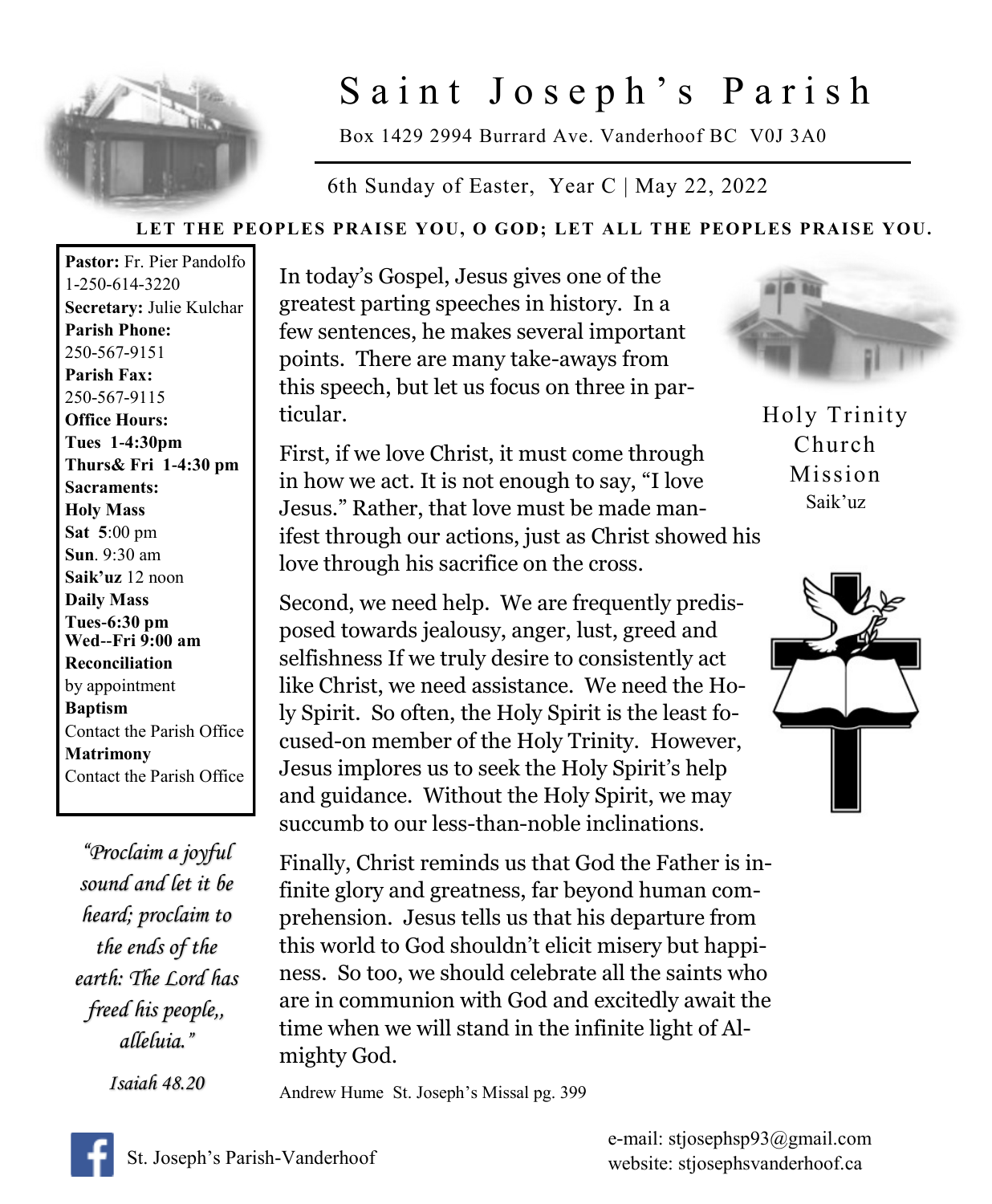# Saint Joseph's Parish

Box 1429 2994 Burrard Ave. Vanderhoof BC V0J 3A0

6th Sunday of Easter, Year C | May 22, 2022

**LET THE PEOPLES PRAISE YOU, O GOD; LET ALL THE PEOPLES PRAISE YOU.**

**Pastor:** Fr. Pier Pandolfo
1-250-614-3220
**Secretary:** Julie Kulchar
**Parish Phone:**
250-567-9151
**Parish Fax:**
250-567-9115
**Office Hours:**
**Tues 1-4:30pm**
**Thurs& Fri 1-4:30 pm**
**Sacraments:**
**Holy Mass**
**Sat 5**:00 pm
**Sun**. 9:30 am
**Saik'uz** 12 noon
**Daily Mass**
**Tues-6:30 pm**
**Wed--Fri 9:00 am**
**Reconciliation**
by appointment
**Baptism**
Contact the Parish Office
**Matrimony**
Contact the Parish Office

*"Proclaim a joyful sound and let it be heard; proclaim to the ends of the earth: The Lord has freed his people,, alleluia."*

*Isaiah 48.20*

In today's Gospel, Jesus gives one of the greatest parting speeches in history. In a few sentences, he makes several important points. There are many take-aways from this speech, but let us focus on three in particular.

First, if we love Christ, it must come through in how we act. It is not enough to say, "I love Jesus." Rather, that love must be made manifest through our actions, just as Christ showed his love through his sacrifice on the cross.

Second, we need help. We are frequently predisposed towards jealousy, anger, lust, greed and selfishness If we truly desire to consistently act like Christ, we need assistance. We need the Holy Spirit. So often, the Holy Spirit is the least focused-on member of the Holy Trinity. However, Jesus implores us to seek the Holy Spirit's help and guidance. Without the Holy Spirit, we may succumb to our less-than-noble inclinations.

Finally, Christ reminds us that God the Father is infinite glory and greatness, far beyond human comprehension. Jesus tells us that his departure from this world to God shouldn't elicit misery but happiness. So too, we should celebrate all the saints who are in communion with God and excitedly await the time when we will stand in the infinite light of Almighty God.

Andrew Hume St. Joseph's Missal pg. 399

Holy Trinity Church Mission
Saik'uz

St. Joseph's Parish-Vanderhoof

e-mail: stjosephsp93@gmail.com
website: stjosephsvanderhoof.ca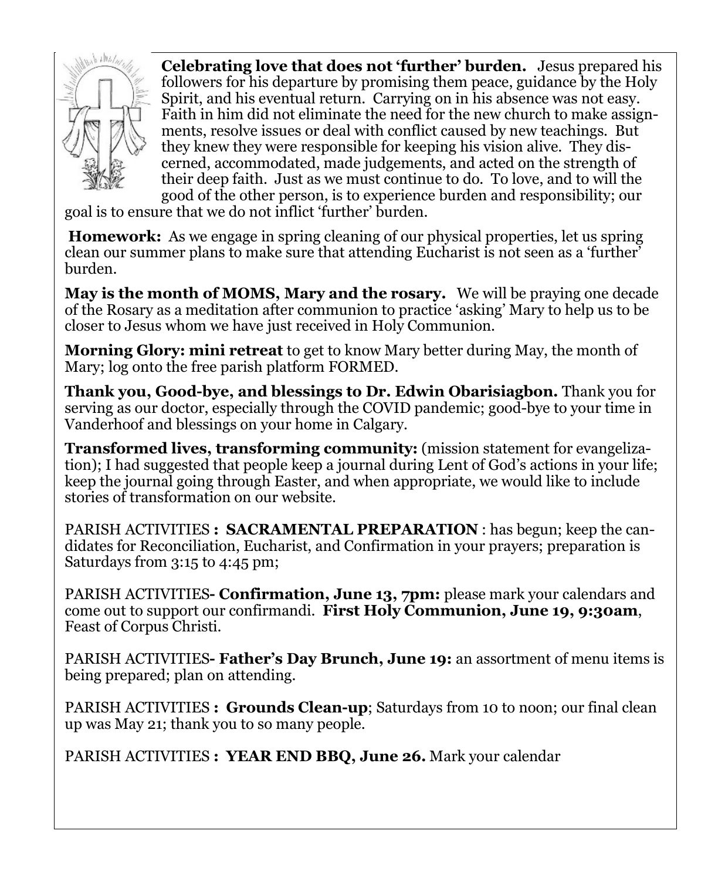**Celebrating love that does not 'further' burden.** Jesus prepared his followers for his departure by promising them peace, guidance by the Holy Spirit, and his eventual return. Carrying on in his absence was not easy. Faith in him did not eliminate the need for the new church to make assignments, resolve issues or deal with conflict caused by new teachings. But they knew they were responsible for keeping his vision alive. They discerned, accommodated, made judgements, and acted on the strength of their deep faith. Just as we must continue to do. To love, and to will the good of the other person, is to experience burden and responsibility; our goal is to ensure that we do not inflict 'further' burden.

**Homework:** As we engage in spring cleaning of our physical properties, let us spring clean our summer plans to make sure that attending Eucharist is not seen as a 'further' burden.

**May is the month of MOMS, Mary and the rosary.** We will be praying one decade of the Rosary as a meditation after communion to practice 'asking' Mary to help us to be closer to Jesus whom we have just received in Holy Communion.

**Morning Glory: mini retreat** to get to know Mary better during May, the month of Mary; log onto the free parish platform FORMED.

**Thank you, Good-bye, and blessings to Dr. Edwin Obarisiagbon.** Thank you for serving as our doctor, especially through the COVID pandemic; good-bye to your time in Vanderhoof and blessings on your home in Calgary.

**Transformed lives, transforming community:** (mission statement for evangelization); I had suggested that people keep a journal during Lent of God's actions in your life; keep the journal going through Easter, and when appropriate, we would like to include stories of transformation on our website.

PARISH ACTIVITIES **: SACRAMENTAL PREPARATION** : has begun; keep the candidates for Reconciliation, Eucharist, and Confirmation in your prayers; preparation is Saturdays from 3:15 to 4:45 pm;

PARISH ACTIVITIES**- Confirmation, June 13, 7pm:** please mark your calendars and come out to support our confirmandi. **First Holy Communion, June 19, 9:30am**, Feast of Corpus Christi.

PARISH ACTIVITIES**- Father's Day Brunch, June 19:** an assortment of menu items is being prepared; plan on attending.

PARISH ACTIVITIES **: Grounds Clean-up**; Saturdays from 10 to noon; our final clean up was May 21; thank you to so many people.

PARISH ACTIVITIES **: YEAR END BBQ, June 26.** Mark your calendar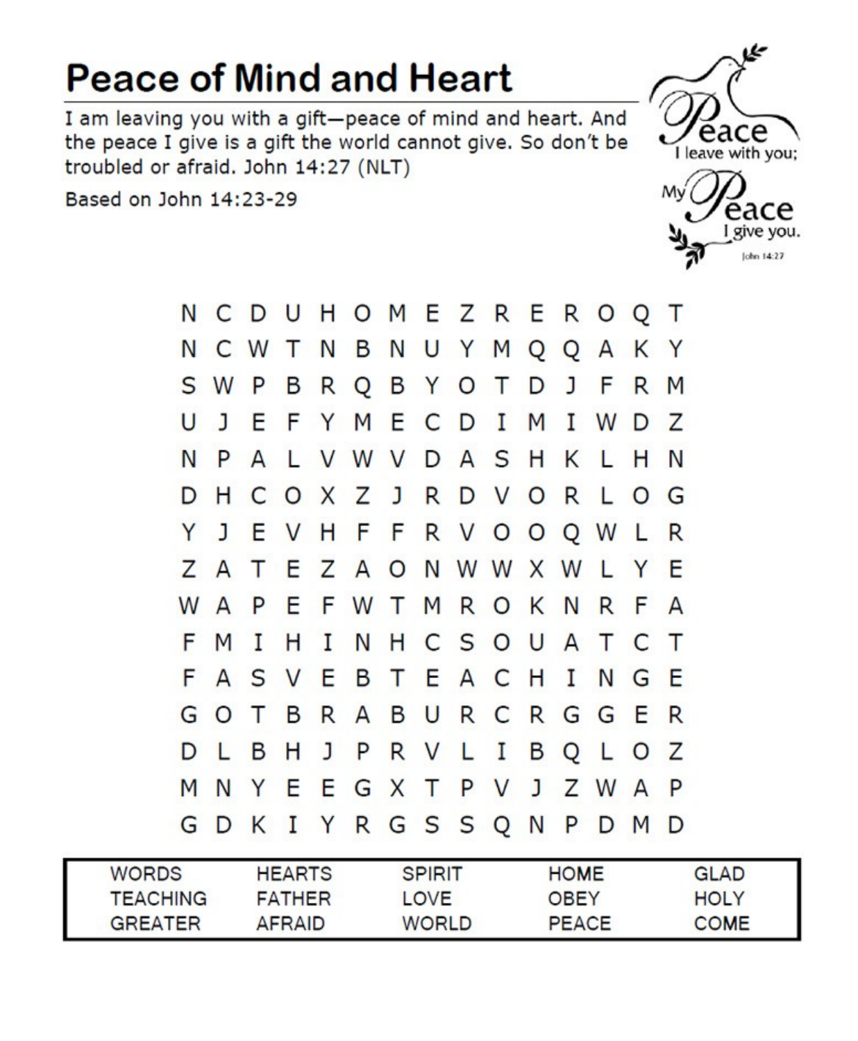# Peace of Mind and Heart

I am leaving you with a gift—peace of mind and heart. And the peace I give is a gift the world cannot give. So don't be troubled or afraid. John 14:27 (NLT)

Based on John 14:23-29

Peace I leave with you; My Peace I give you. John 14:27

```
N C D U H O M E Z R E R O Q T
N C W T N B N U Y M Q Q A K Y
S W P B R Q B Y O T D J F R M
U J E F Y M E C D I M I W D Z
N P A L V W V D A S H K L H N
D H C O X Z J R D V O R L O G
Y J E V H F F R V O O Q W L R
Z A T E Z A O N W W X W L Y E
W A P E F W T M R O K N R F A
F M I H I N H C S O U A T C T
F A S V E B T E A C H I N G E
G O T B R A B U R C R G G E R
D L B H J P R V L I B Q L O Z
M N Y E E G X T P V J Z W A P
G D K I Y R G S S Q N P D M D
```

| WORDS | HEARTS | SPIRIT | HOME | GLAD |
|---|---|---|---|---|
| TEACHING | FATHER | LOVE | OBEY | HOLY |
| GREATER | AFRAID | WORLD | PEACE | COME |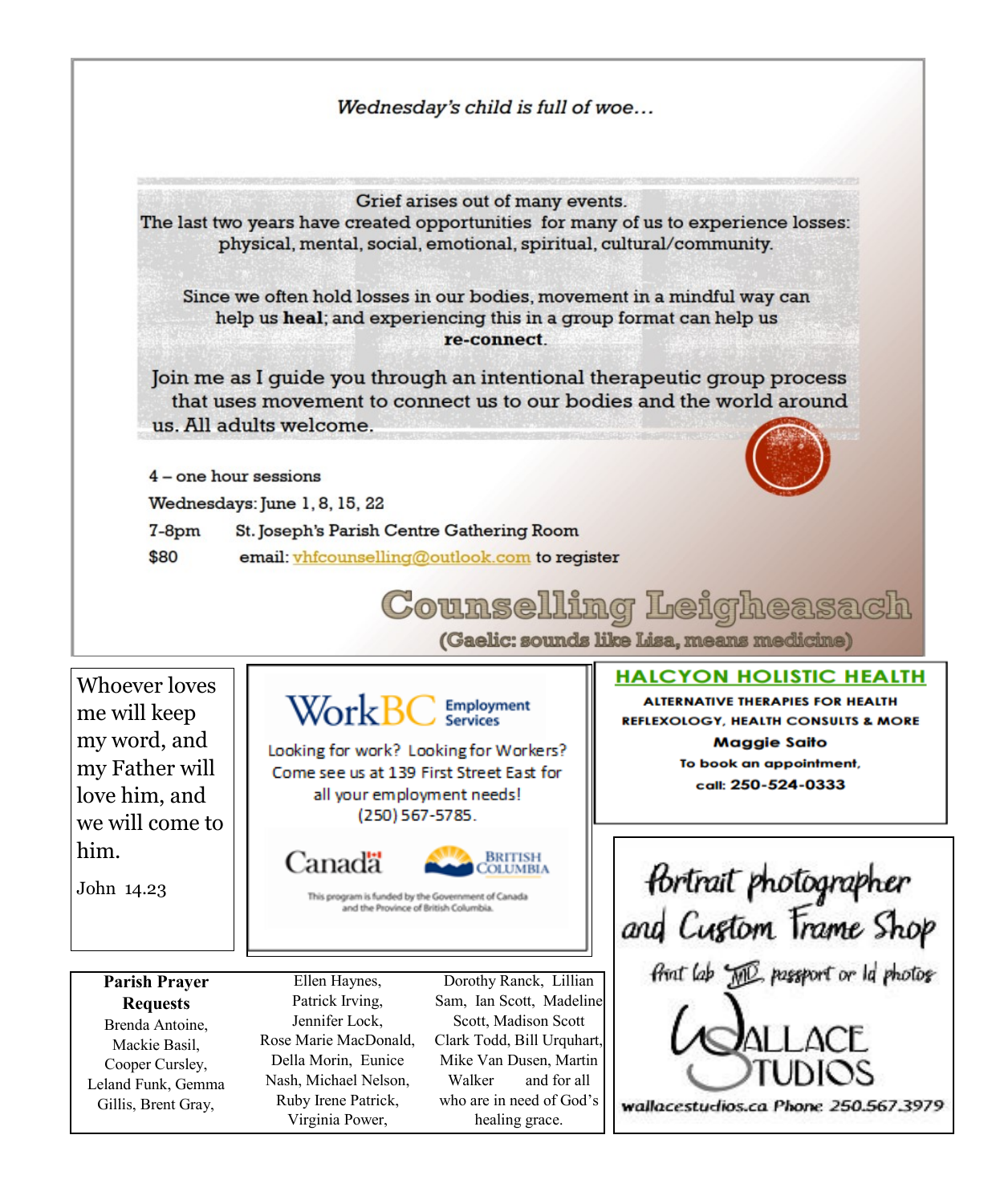*Wednesday's child is full of woe…*

Grief arises out of many events.
The last two years have created opportunities for many of us to experience losses: physical, mental, social, emotional, spiritual, cultural/community.

Since we often hold losses in our bodies, movement in a mindful way can help us **heal**; and experiencing this in a group format can help us **re-connect**.

Join me as I guide you through an intentional therapeutic group process that uses movement to connect us to our bodies and the world around us. All adults welcome.

4 – one hour sessions
Wednesdays: June 1, 8, 15, 22
7-8pm    St. Joseph's Parish Centre Gathering Room
$80    email: vhfcounselling@outlook.com to register

**Counselling Leigheasach**
(Gaelic: sounds like Lisa, means medicine)

Whoever loves me will keep my word, and my Father will love him, and we will come to him.

John 14.23

**WorkBC** Employment Services

Looking for work? Looking for Workers? Come see us at 139 First Street East for all your employment needs! (250) 567-5785.

Canada | British Columbia

This program is funded by the Government of Canada and the Province of British Columbia.

**HALCYON HOLISTIC HEALTH**

ALTERNATIVE THERAPIES FOR HEALTH
REFLEXOLOGY, HEALTH CONSULTS & MORE
**Maggie Saito**
To book an appointment,
call: **250-524-0333**

**Parish Prayer Requests**
Brenda Antoine, Mackie Basil, Cooper Cursley, Leland Funk, Gemma Gillis, Brent Gray, Ellen Haynes, Patrick Irving, Jennifer Lock, Rose Marie MacDonald, Della Morin, Eunice Nash, Michael Nelson, Ruby Irene Patrick, Virginia Power, Dorothy Ranck, Lillian Sam, Ian Scott, Madeline Scott, Madison Scott Clark Todd, Bill Urquhart, Mike Van Dusen, Martin Walker and for all who are in need of God's healing grace.

Portrait photographer and Custom Frame Shop
Print lab, passport or Id photos
WALLACE STUDIOS
wallacestudios.ca Phone 250.567.3979